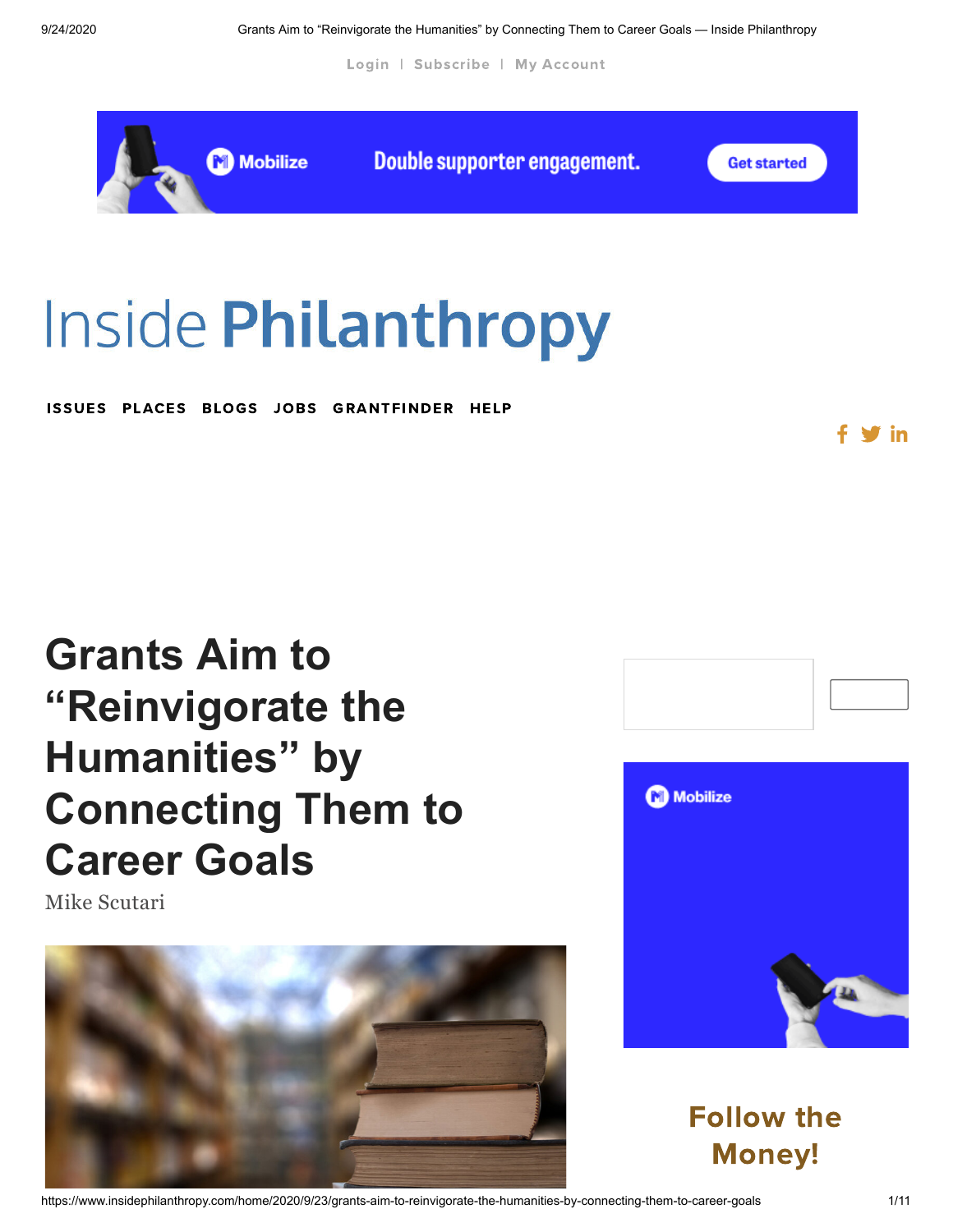Login | Subscribe | My Account

Mobilize Double supporter engagement. Get started

Inside Philanthropy

ISSUES PLACES BLOGS JOBS GRANTFINDER HELP

# Grants Aim to "Reinvigorate the Humanities" by Connecting Them to Career Goals

Mike Scutari

Mobilize

## Follow the Money!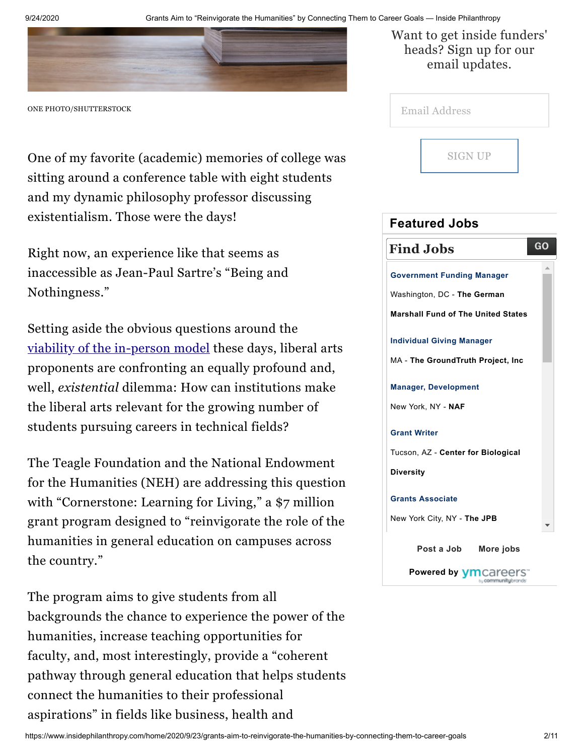ONE PHOTO/SHUTTERSTOCK

One of my favorite (academic) memories of college was sitting around a conference table with eight students and my dynamic philosophy professor discussing existentialism. Those were the days!

Right now, an experience like that seems as inaccessible as Jean-Paul Sartre's "Being and Nothingness."

Setting aside the obvious questions around the viability of the in-person model these days, liberal arts proponents are confronting an equally profound and, well, *existential* dilemma: How can institutions make the liberal arts relevant for the growing number of students pursuing careers in technical fields?

The Teagle Foundation and the National Endowment for the Humanities (NEH) are addressing this question with "Cornerstone: Learning for Living," a $7 million grant program designed to "reinvigorate the role of the humanities in general education on campuses across the country."

The program aims to give students from all backgrounds the chance to experience the power of the humanities, increase teaching opportunities for faculty, and, most interestingly, provide a "coherent pathway through general education that helps students connect the humanities to their professional aspirations" in fields like business, health and

Want to get inside funders' heads? Sign up for our email updates.

Email Address

SIGN UP

## Featured Jobs

**Find Jobs** GO

**Government Funding Manager**
Washington, DC - **The German Marshall Fund of The United States**

**Individual Giving Manager**
MA - **The GroundTruth Project, Inc**

**Manager, Development**
New York, NY - **NAF**

**Grant Writer**
Tucson, AZ - **Center for Biological Diversity**

**Grants Associate**
New York City, NY - **The JPB**

Post a Job More jobs

Powered by ymcareers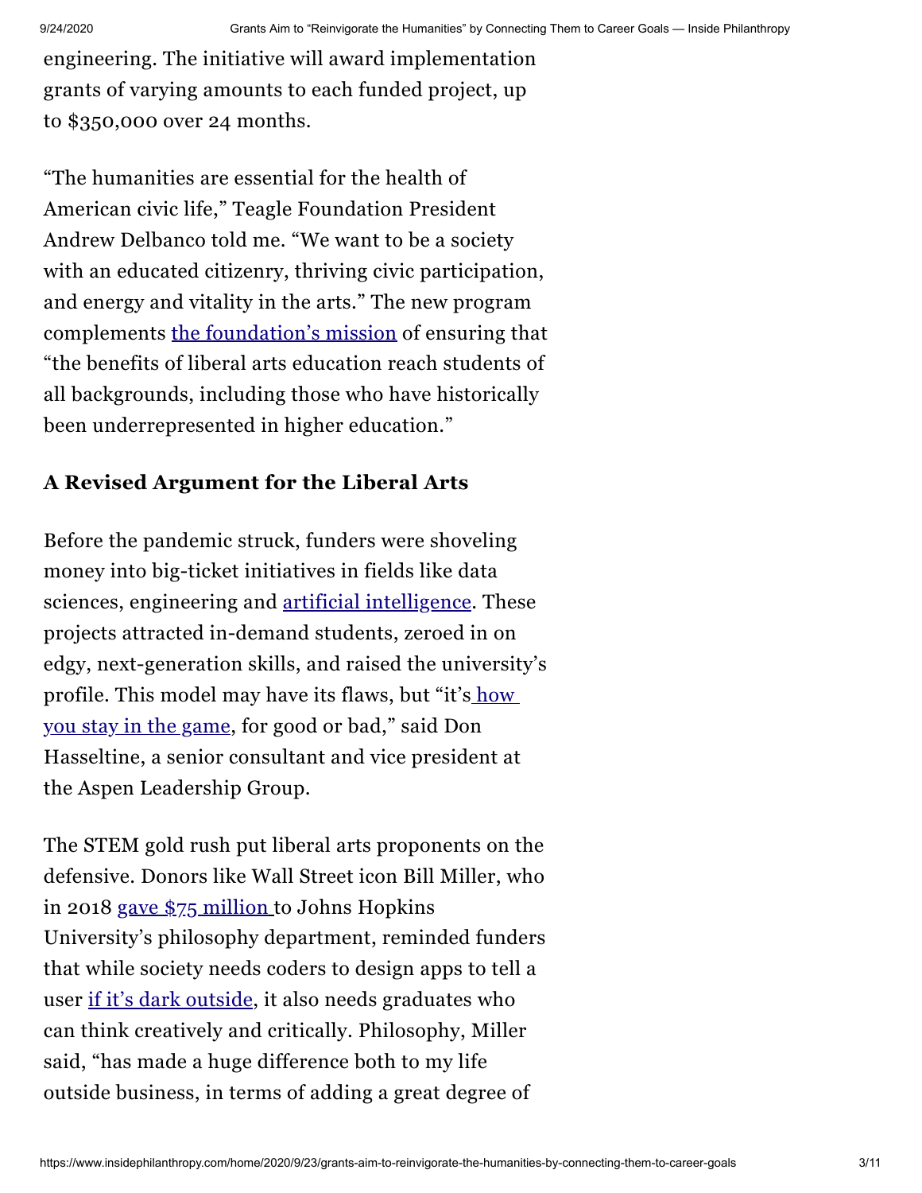engineering. The initiative will award implementation grants of varying amounts to each funded project, up to $350,000 over 24 months.

“The humanities are essential for the health of American civic life,” Teagle Foundation President Andrew Delbanco told me. “We want to be a society with an educated citizenry, thriving civic participation, and energy and vitality in the arts.” The new program complements the foundation’s mission of ensuring that “the benefits of liberal arts education reach students of all backgrounds, including those who have historically been underrepresented in higher education.”

### A Revised Argument for the Liberal Arts

Before the pandemic struck, funders were shoveling money into big-ticket initiatives in fields like data sciences, engineering and artificial intelligence. These projects attracted in-demand students, zeroed in on edgy, next-generation skills, and raised the university’s profile. This model may have its flaws, but “it’s how you stay in the game, for good or bad,” said Don Hasseltine, a senior consultant and vice president at the Aspen Leadership Group.

The STEM gold rush put liberal arts proponents on the defensive. Donors like Wall Street icon Bill Miller, who in 2018 gave $75 million to Johns Hopkins University’s philosophy department, reminded funders that while society needs coders to design apps to tell a user if it’s dark outside, it also needs graduates who can think creatively and critically. Philosophy, Miller said, “has made a huge difference both to my life outside business, in terms of adding a great degree of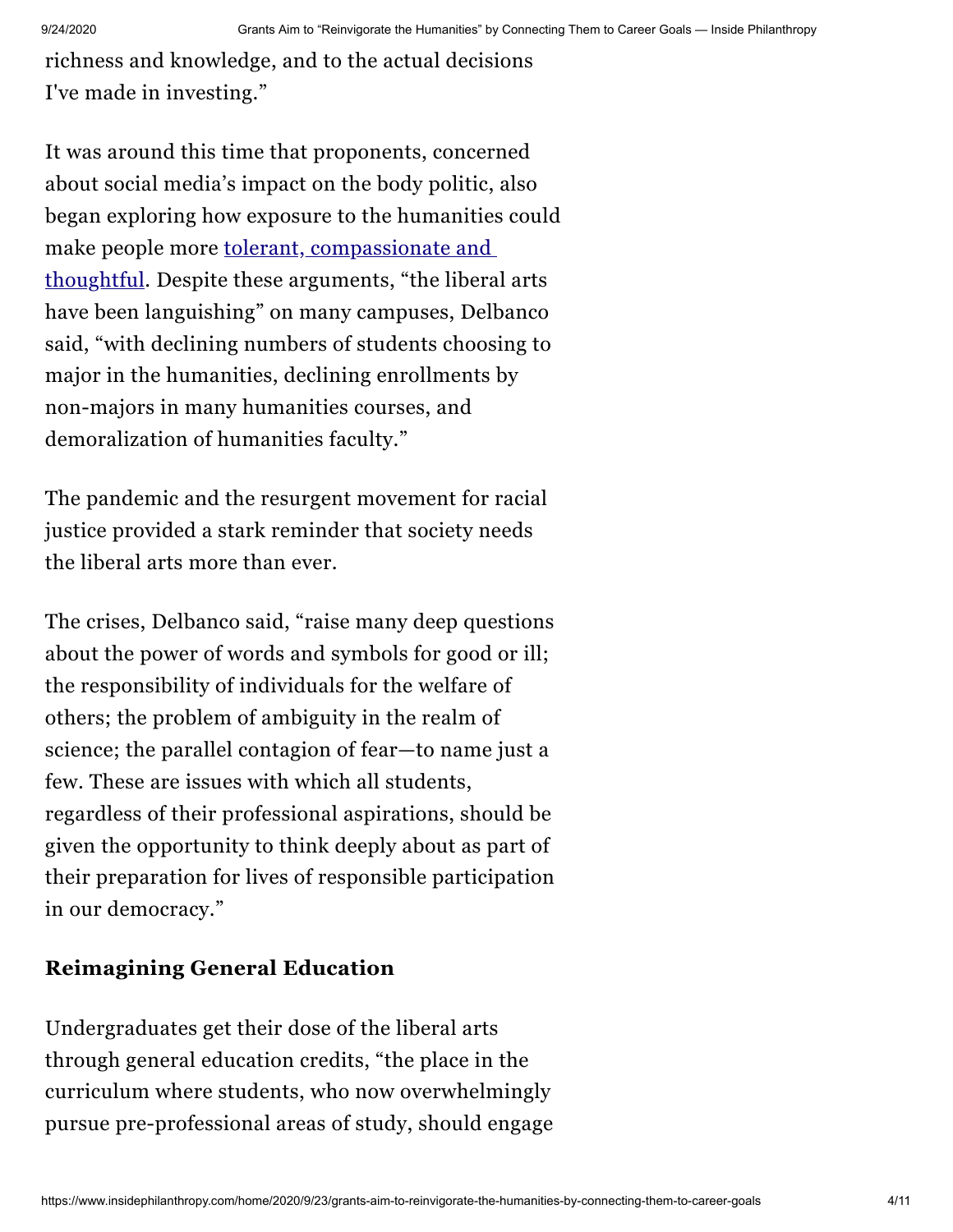richness and knowledge, and to the actual decisions I've made in investing."

It was around this time that proponents, concerned about social media's impact on the body politic, also began exploring how exposure to the humanities could make people more [tolerant, compassionate and thoughtful](). Despite these arguments, "the liberal arts have been languishing" on many campuses, Delbanco said, "with declining numbers of students choosing to major in the humanities, declining enrollments by non-majors in many humanities courses, and demoralization of humanities faculty."

The pandemic and the resurgent movement for racial justice provided a stark reminder that society needs the liberal arts more than ever.

The crises, Delbanco said, "raise many deep questions about the power of words and symbols for good or ill; the responsibility of individuals for the welfare of others; the problem of ambiguity in the realm of science; the parallel contagion of fear—to name just a few. These are issues with which all students, regardless of their professional aspirations, should be given the opportunity to think deeply about as part of their preparation for lives of responsible participation in our democracy."

## Reimagining General Education

Undergraduates get their dose of the liberal arts through general education credits, "the place in the curriculum where students, who now overwhelmingly pursue pre-professional areas of study, should engage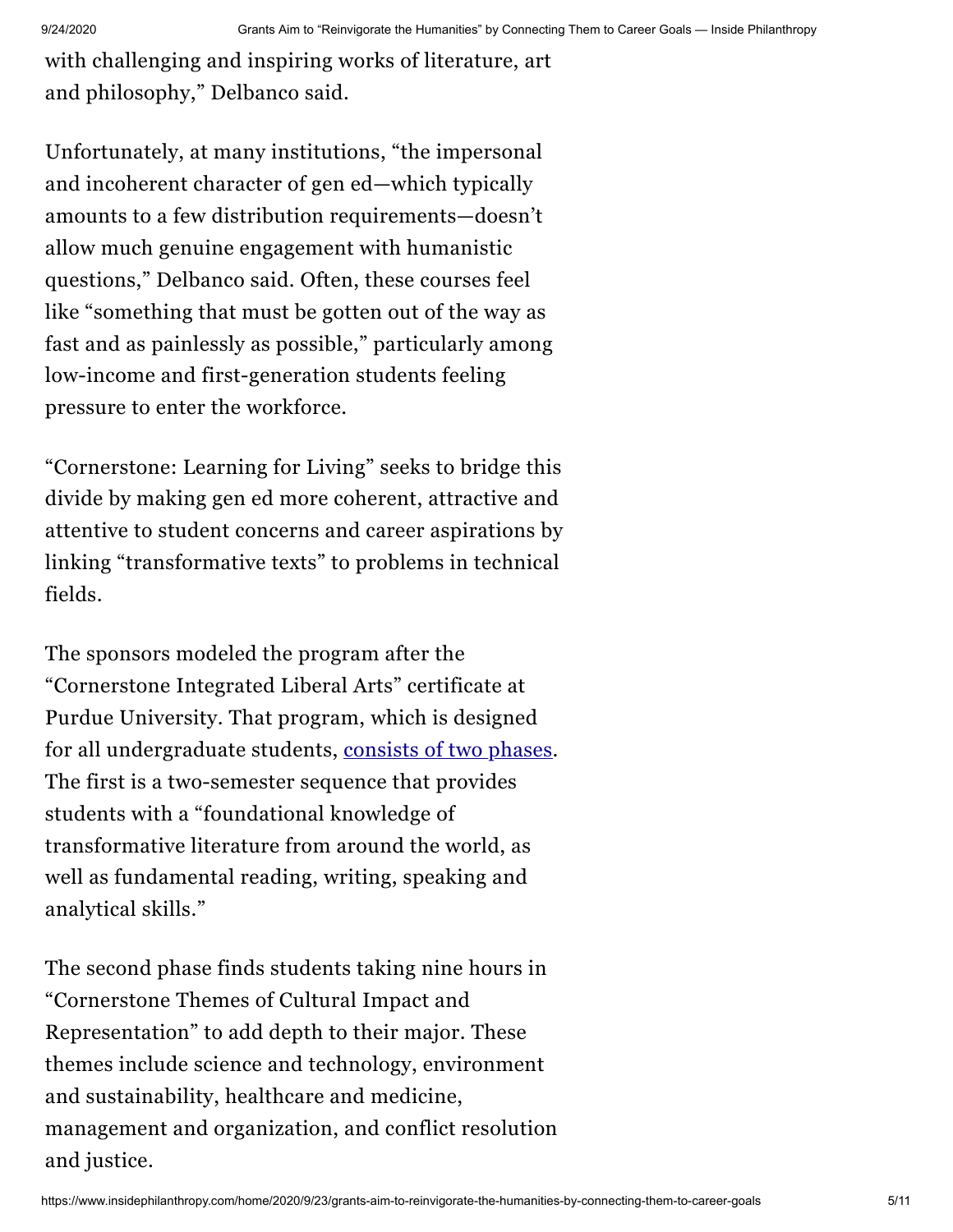with challenging and inspiring works of literature, art and philosophy," Delbanco said.

Unfortunately, at many institutions, "the impersonal and incoherent character of gen ed—which typically amounts to a few distribution requirements—doesn't allow much genuine engagement with humanistic questions," Delbanco said. Often, these courses feel like "something that must be gotten out of the way as fast and as painlessly as possible," particularly among low-income and first-generation students feeling pressure to enter the workforce.

"Cornerstone: Learning for Living" seeks to bridge this divide by making gen ed more coherent, attractive and attentive to student concerns and career aspirations by linking "transformative texts" to problems in technical fields.

The sponsors modeled the program after the "Cornerstone Integrated Liberal Arts" certificate at Purdue University. That program, which is designed for all undergraduate students, [consists of two phases](). The first is a two-semester sequence that provides students with a "foundational knowledge of transformative literature from around the world, as well as fundamental reading, writing, speaking and analytical skills."

The second phase finds students taking nine hours in "Cornerstone Themes of Cultural Impact and Representation" to add depth to their major. These themes include science and technology, environment and sustainability, healthcare and medicine, management and organization, and conflict resolution and justice.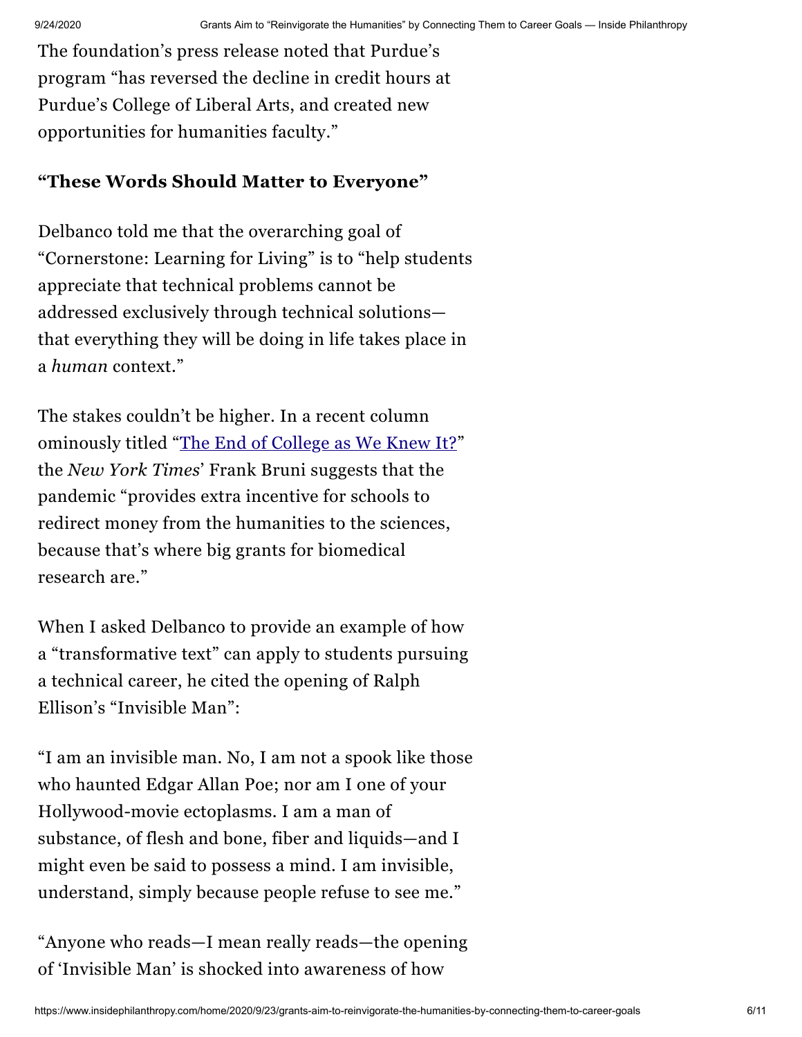The foundation's press release noted that Purdue's program "has reversed the decline in credit hours at Purdue's College of Liberal Arts, and created new opportunities for humanities faculty."

### "These Words Should Matter to Everyone"

Delbanco told me that the overarching goal of "Cornerstone: Learning for Living" is to "help students appreciate that technical problems cannot be addressed exclusively through technical solutions—that everything they will be doing in life takes place in a *human* context."

The stakes couldn't be higher. In a recent column ominously titled "[The End of College as We Knew It?](#)" the *New York Times*' Frank Bruni suggests that the pandemic "provides extra incentive for schools to redirect money from the humanities to the sciences, because that's where big grants for biomedical research are."

When I asked Delbanco to provide an example of how a "transformative text" can apply to students pursuing a technical career, he cited the opening of Ralph Ellison's "Invisible Man":

"I am an invisible man. No, I am not a spook like those who haunted Edgar Allan Poe; nor am I one of your Hollywood-movie ectoplasms. I am a man of substance, of flesh and bone, fiber and liquids—and I might even be said to possess a mind. I am invisible, understand, simply because people refuse to see me."

"Anyone who reads—I mean really reads—the opening of 'Invisible Man' is shocked into awareness of how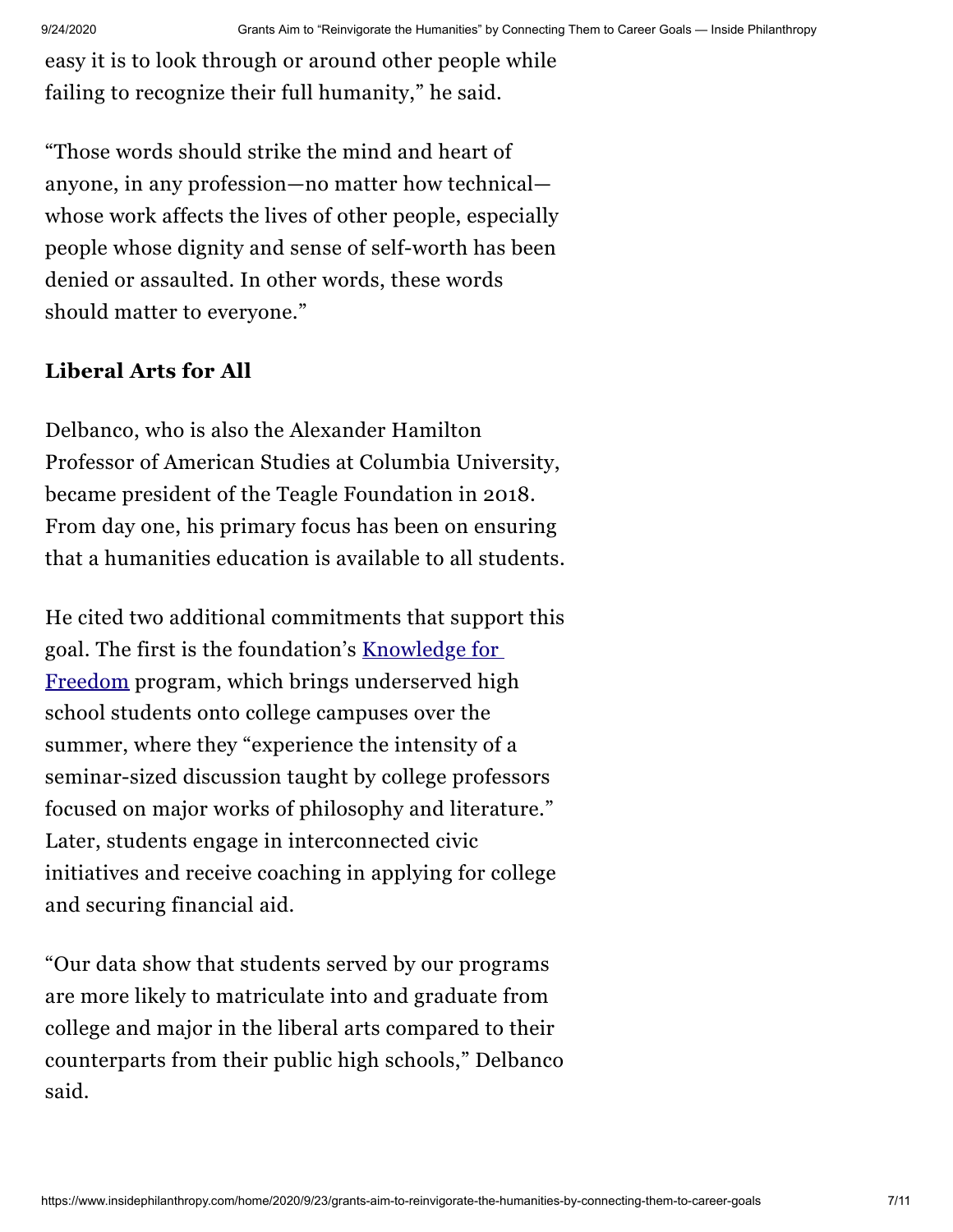easy it is to look through or around other people while failing to recognize their full humanity," he said.

"Those words should strike the mind and heart of anyone, in any profession—no matter how technical—whose work affects the lives of other people, especially people whose dignity and sense of self-worth has been denied or assaulted. In other words, these words should matter to everyone."

**Liberal Arts for All**

Delbanco, who is also the Alexander Hamilton Professor of American Studies at Columbia University, became president of the Teagle Foundation in 2018. From day one, his primary focus has been on ensuring that a humanities education is available to all students.

He cited two additional commitments that support this goal. The first is the foundation's Knowledge for Freedom program, which brings underserved high school students onto college campuses over the summer, where they "experience the intensity of a seminar-sized discussion taught by college professors focused on major works of philosophy and literature." Later, students engage in interconnected civic initiatives and receive coaching in applying for college and securing financial aid.

"Our data show that students served by our programs are more likely to matriculate into and graduate from college and major in the liberal arts compared to their counterparts from their public high schools," Delbanco said.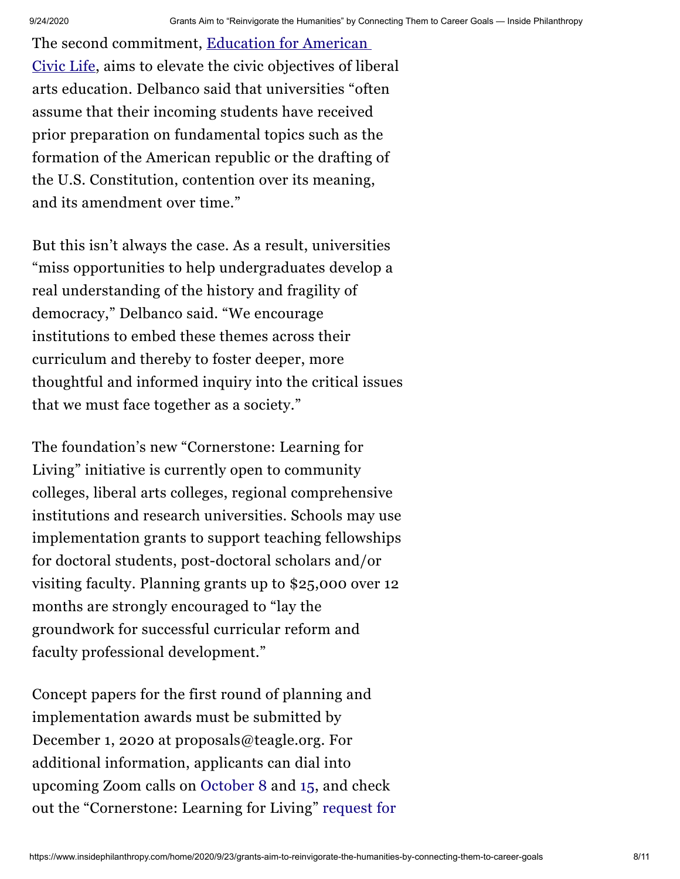The second commitment, Education for American Civic Life, aims to elevate the civic objectives of liberal arts education. Delbanco said that universities "often assume that their incoming students have received prior preparation on fundamental topics such as the formation of the American republic or the drafting of the U.S. Constitution, contention over its meaning, and its amendment over time."

But this isn't always the case. As a result, universities "miss opportunities to help undergraduates develop a real understanding of the history and fragility of democracy," Delbanco said. "We encourage institutions to embed these themes across their curriculum and thereby to foster deeper, more thoughtful and informed inquiry into the critical issues that we must face together as a society."

The foundation's new "Cornerstone: Learning for Living" initiative is currently open to community colleges, liberal arts colleges, regional comprehensive institutions and research universities. Schools may use implementation grants to support teaching fellowships for doctoral students, post-doctoral scholars and/or visiting faculty. Planning grants up to $25,000 over 12 months are strongly encouraged to "lay the groundwork for successful curricular reform and faculty professional development."

Concept papers for the first round of planning and implementation awards must be submitted by December 1, 2020 at proposals@teagle.org. For additional information, applicants can dial into upcoming Zoom calls on October 8 and 15, and check out the "Cornerstone: Learning for Living" request for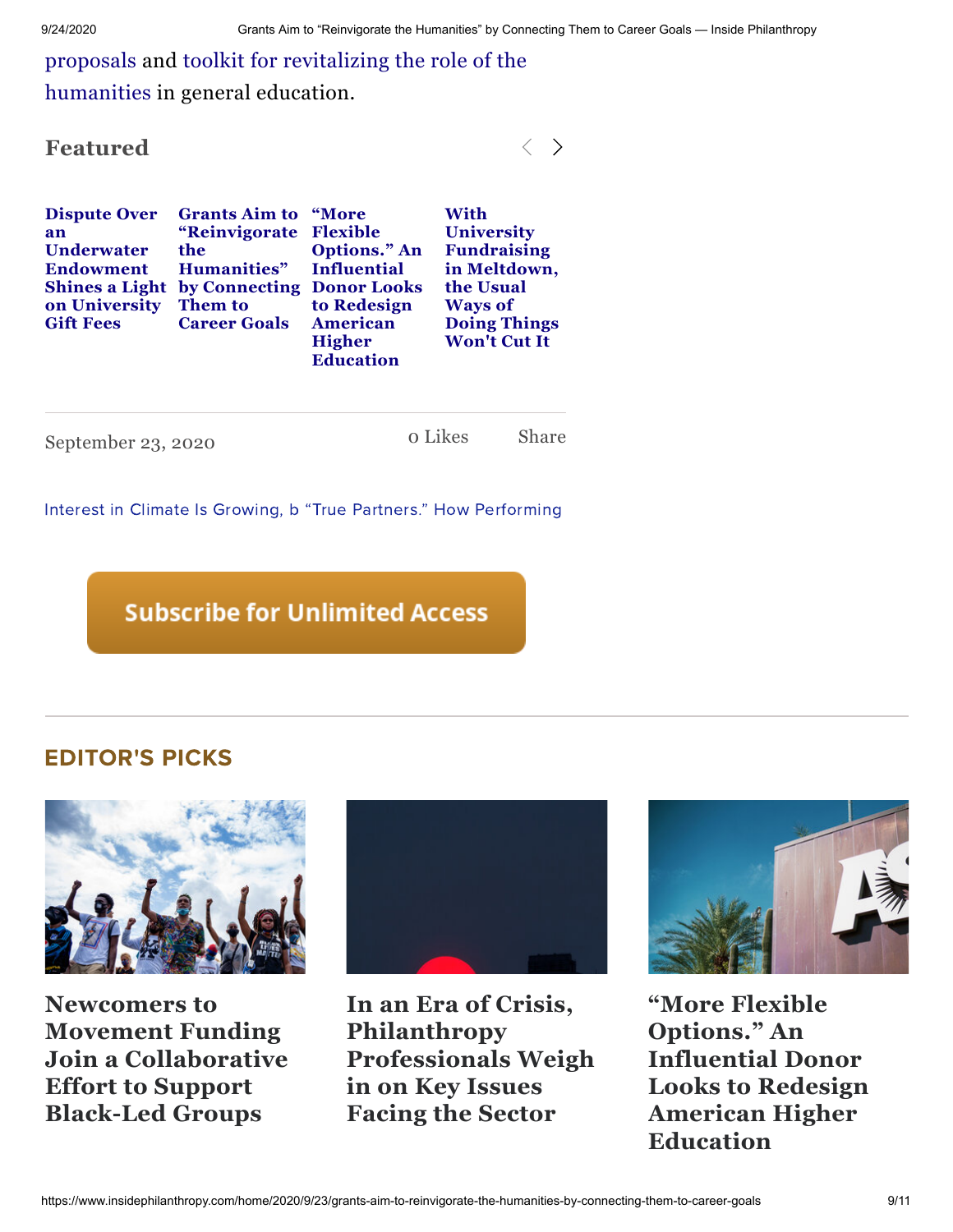proposals and toolkit for revitalizing the role of the humanities in general education.

## Featured

**Dispute Over an Underwater Endowment Shines a Light on University Gift Fees**

**Grants Aim to "Reinvigorate the Humanities" by Connecting Them to Career Goals**

**"More Flexible Options." An Influential Donor Looks to Redesign American Higher Education**

**With University Fundraising in Meltdown, the Usual Ways of Doing Things Won't Cut It**

September 23, 2020

0 Likes

Share

Interest in Climate Is Growing, b "True Partners." How Performing

Subscribe for Unlimited Access

## EDITOR'S PICKS

**Newcomers to Movement Funding Join a Collaborative Effort to Support Black-Led Groups**

**In an Era of Crisis, Philanthropy Professionals Weigh in on Key Issues Facing the Sector**

**"More Flexible Options." An Influential Donor Looks to Redesign American Higher Education**